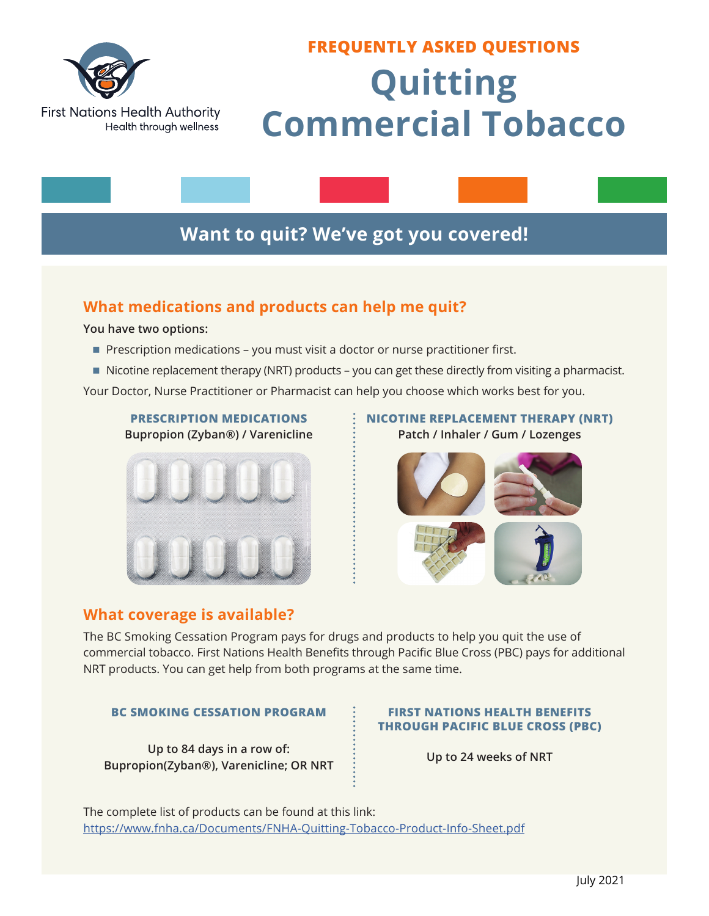First Nations Health Authority
Health through wellness

FREQUENTLY ASKED QUESTIONS

# Quitting Commercial Tobacco

## Want to quit? We've got you covered!

### What medications and products can help me quit?

**You have two options:**

- Prescription medications – you must visit a doctor or nurse practitioner first.
- Nicotine replacement therapy (NRT) products – you can get these directly from visiting a pharmacist.

Your Doctor, Nurse Practitioner or Pharmacist can help you choose which works best for you.

**PRESCRIPTION MEDICATIONS**
**Bupropion (Zyban®) / Varenicline**

**NICOTINE REPLACEMENT THERAPY (NRT)**
**Patch / Inhaler / Gum / Lozenges**

### What coverage is available?

The BC Smoking Cessation Program pays for drugs and products to help you quit the use of commercial tobacco. First Nations Health Benefits through Pacific Blue Cross (PBC) pays for additional NRT products. You can get help from both programs at the same time.

**BC SMOKING CESSATION PROGRAM**

**Up to 84 days in a row of: Bupropion(Zyban®), Varenicline; OR NRT**

**FIRST NATIONS HEALTH BENEFITS THROUGH PACIFIC BLUE CROSS (PBC)**

**Up to 24 weeks of NRT**

The complete list of products can be found at this link:
https://www.fnha.ca/Documents/FNHA-Quitting-Tobacco-Product-Info-Sheet.pdf

July 2021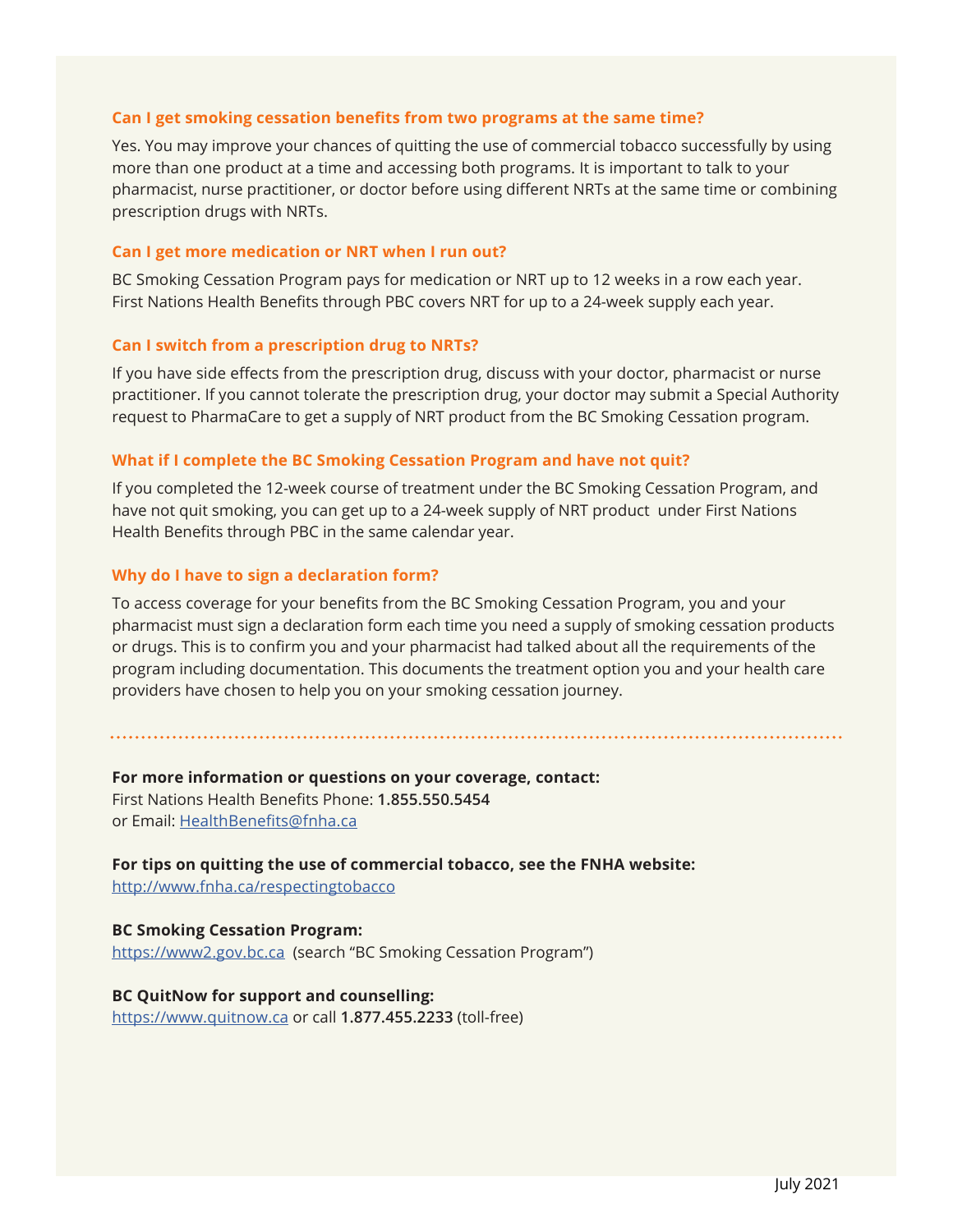### Can I get smoking cessation benefits from two programs at the same time?

Yes. You may improve your chances of quitting the use of commercial tobacco successfully by using more than one product at a time and accessing both programs. It is important to talk to your pharmacist, nurse practitioner, or doctor before using different NRTs at the same time or combining prescription drugs with NRTs.

### Can I get more medication or NRT when I run out?

BC Smoking Cessation Program pays for medication or NRT up to 12 weeks in a row each year. First Nations Health Benefits through PBC covers NRT for up to a 24-week supply each year.

### Can I switch from a prescription drug to NRTs?

If you have side effects from the prescription drug, discuss with your doctor, pharmacist or nurse practitioner. If you cannot tolerate the prescription drug, your doctor may submit a Special Authority request to PharmaCare to get a supply of NRT product from the BC Smoking Cessation program.

### What if I complete the BC Smoking Cessation Program and have not quit?

If you completed the 12-week course of treatment under the BC Smoking Cessation Program, and have not quit smoking, you can get up to a 24-week supply of NRT product under First Nations Health Benefits through PBC in the same calendar year.

### Why do I have to sign a declaration form?

To access coverage for your benefits from the BC Smoking Cessation Program, you and your pharmacist must sign a declaration form each time you need a supply of smoking cessation products or drugs. This is to confirm you and your pharmacist had talked about all the requirements of the program including documentation. This documents the treatment option you and your health care providers have chosen to help you on your smoking cessation journey.

---

**For more information or questions on your coverage, contact:**
First Nations Health Benefits Phone: **1.855.550.5454**
or Email: HealthBenefits@fnha.ca

**For tips on quitting the use of commercial tobacco, see the FNHA website:**
http://www.fnha.ca/respectingtobacco

**BC Smoking Cessation Program:**
https://www2.gov.bc.ca (search "BC Smoking Cessation Program")

**BC QuitNow for support and counselling:**
https://www.quitnow.ca or call **1.877.455.2233** (toll-free)

July 2021